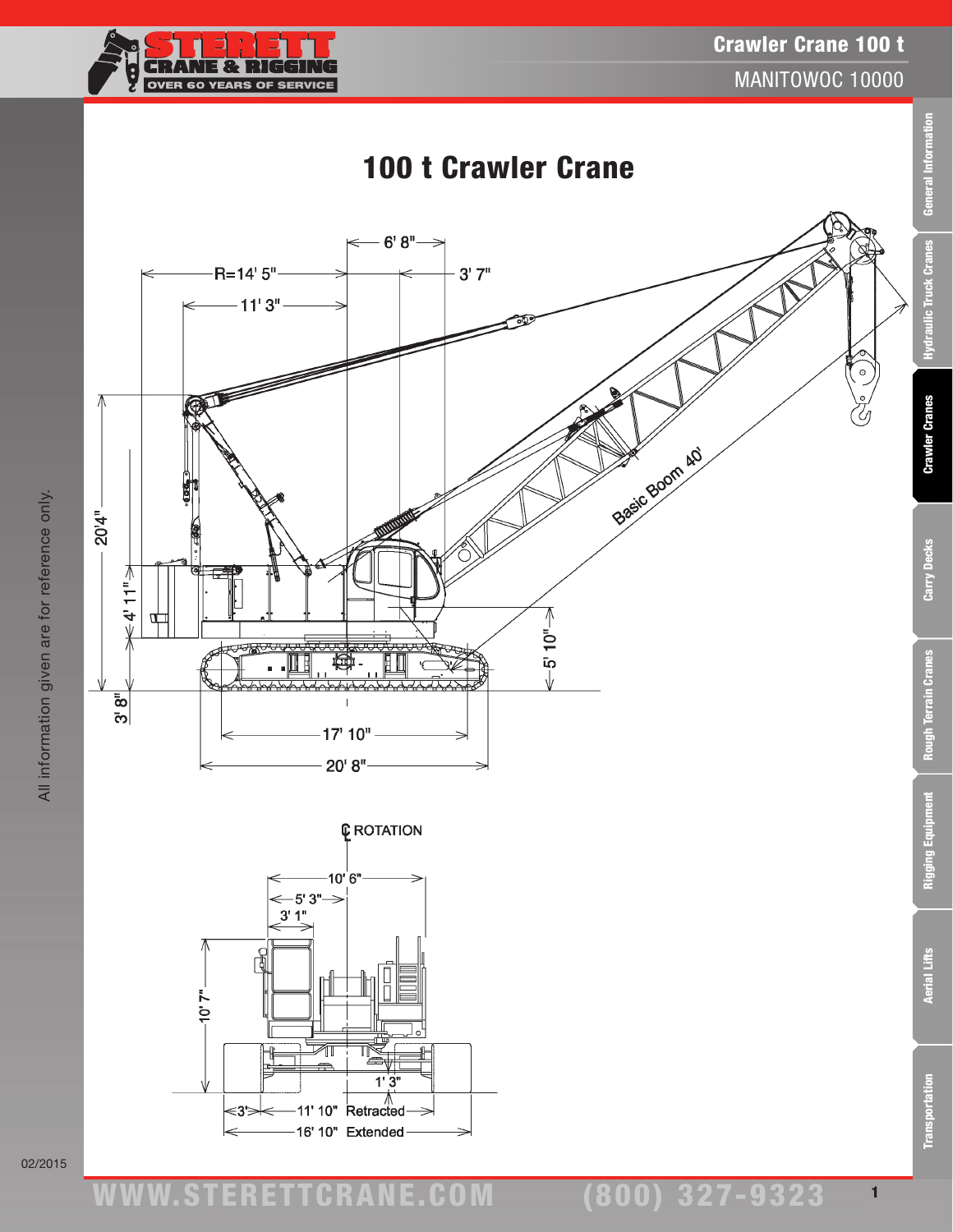# 100 t Crawler Crane

R=14' 5"

6' 8"

3' 7"

11' 3"

20'4"

4' 11"

3' 8"

5' 10"

17' 10"

20' 8"

Basic Boom 40'

℄ ROTATION

10' 6"

5' 3"

3' 1"

10' 7"

1' 3"

3'

11' 10" Retracted

16' 10" Extended

All information given are for reference only.

02/2015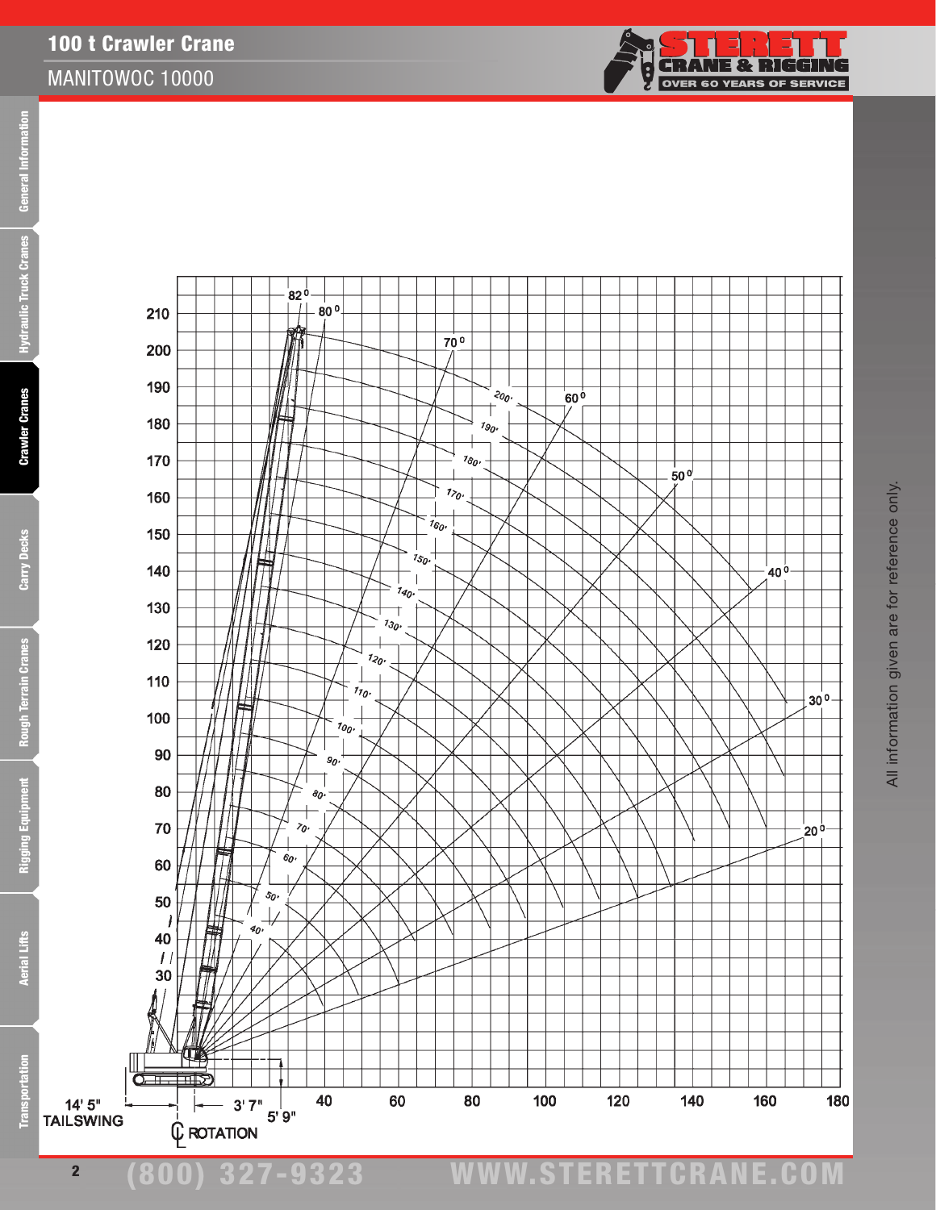# 100 t Crawler Crane

MANITOWOC 10000

210
200
190
180
170
160
150
140
130
120
110
100
90
80
70
60
50
40
30

82°
80°
70°
60°
50°
40°
30°
20°

200'
190'
180'
170'
160'
150'
140'
130'
120'
110'
100'
90'
80'
70'
60'
50'
40'

40 60 80 100 120 140 160 180

14' 5" TAILSWING

3' 7"

5' 9"

℄ ROTATION

All information given are for reference only.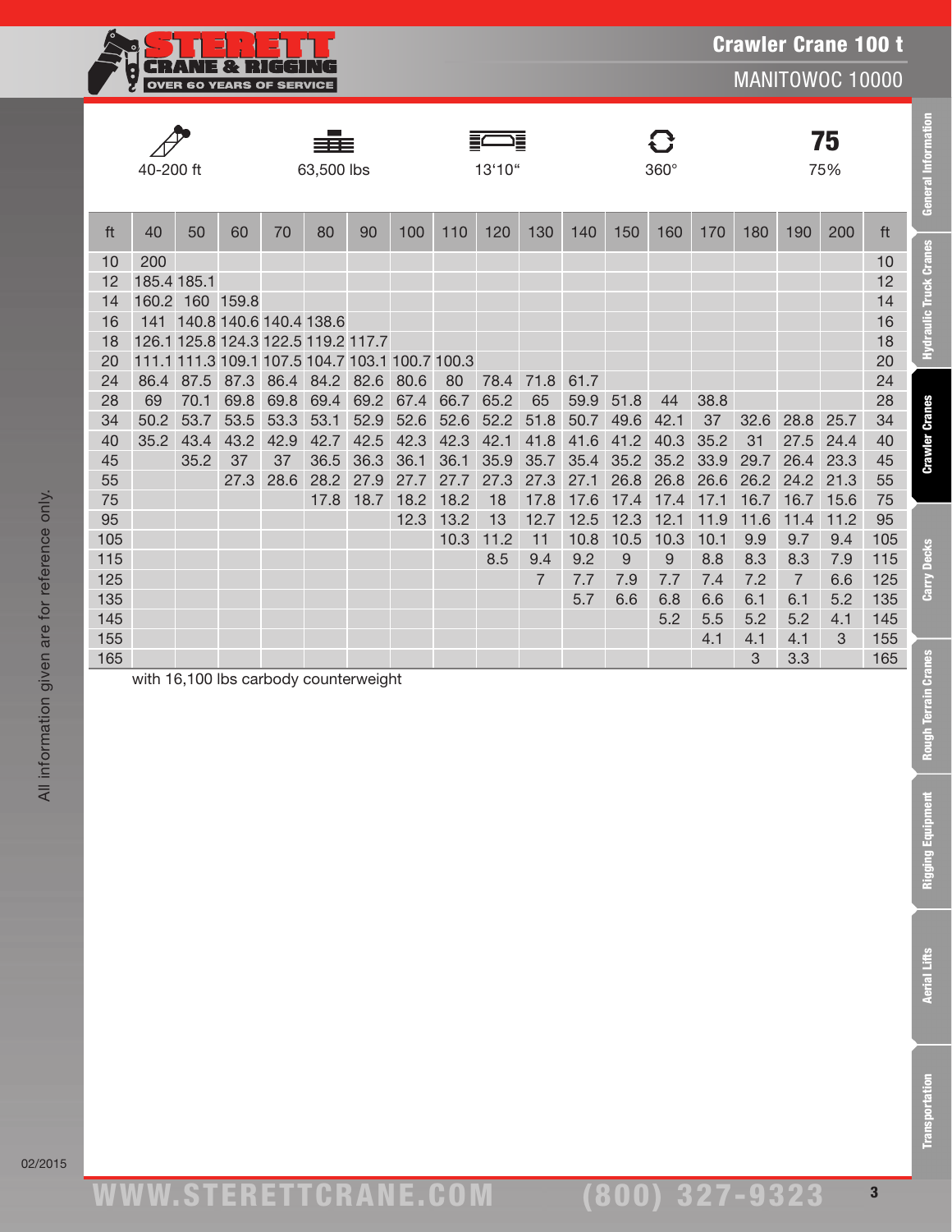# Crawler Crane 100 t

## MANITOWOC 10000

| Boom length | Weight | Width | Rotation | Rating |
|---|---|---|---|---|
| 40-200 ft | 63,500 lbs | 13'10" | 360° | 75% |

| ft | 40 | 50 | 60 | 70 | 80 | 90 | 100 | 110 | 120 | 130 | 140 | 150 | 160 | 170 | 180 | 190 | 200 | ft |
|---|---|---|---|---|---|---|---|---|---|---|---|---|---|---|---|---|---|---|
| 10 | 200 | | | | | | | | | | | | | | | | | 10 |
| 12 | 185.4 | 185.1 | | | | | | | | | | | | | | | | 12 |
| 14 | 160.2 | 160 | 159.8 | | | | | | | | | | | | | | | 14 |
| 16 | 141 | 140.8 | 140.6 | 140.4 | 138.6 | | | | | | | | | | | | | 16 |
| 18 | 126.1 | 125.8 | 124.3 | 122.5 | 119.2 | 117.7 | | | | | | | | | | | | 18 |
| 20 | 111.1 | 111.3 | 109.1 | 107.5 | 104.7 | 103.1 | 100.7 | 100.3 | | | | | | | | | | 20 |
| 24 | 86.4 | 87.5 | 87.3 | 86.4 | 84.2 | 82.6 | 80.6 | 80 | 78.4 | 71.8 | 61.7 | | | | | | | 24 |
| 28 | 69 | 70.1 | 69.8 | 69.8 | 69.4 | 69.2 | 67.4 | 66.7 | 65.2 | 65 | 59.9 | 51.8 | 44 | 38.8 | | | | 28 |
| 34 | 50.2 | 53.7 | 53.5 | 53.3 | 53.1 | 52.9 | 52.6 | 52.6 | 52.2 | 51.8 | 50.7 | 49.6 | 42.1 | 37 | 32.6 | 28.8 | 25.7 | 34 |
| 40 | 35.2 | 43.4 | 43.2 | 42.9 | 42.7 | 42.5 | 42.3 | 42.3 | 42.1 | 41.8 | 41.6 | 41.2 | 40.3 | 35.2 | 31 | 27.5 | 24.4 | 40 |
| 45 | | 35.2 | 37 | 37 | 36.5 | 36.3 | 36.1 | 36.1 | 35.9 | 35.7 | 35.4 | 35.2 | 35.2 | 33.9 | 29.7 | 26.4 | 23.3 | 45 |
| 55 | | | 27.3 | 28.6 | 28.2 | 27.9 | 27.7 | 27.7 | 27.3 | 27.3 | 27.1 | 26.8 | 26.8 | 26.6 | 26.2 | 24.2 | 21.3 | 55 |
| 75 | | | | | 17.8 | 18.7 | 18.2 | 18.2 | 18 | 17.8 | 17.6 | 17.4 | 17.4 | 17.1 | 16.7 | 16.7 | 15.6 | 75 |
| 95 | | | | | | | 12.3 | 13.2 | 13 | 12.7 | 12.5 | 12.3 | 12.1 | 11.9 | 11.6 | 11.4 | 11.2 | 95 |
| 105 | | | | | | | | 10.3 | 11.2 | 11 | 10.8 | 10.5 | 10.3 | 10.1 | 9.9 | 9.7 | 9.4 | 105 |
| 115 | | | | | | | | | 8.5 | 9.4 | 9.2 | 9 | 9 | 8.8 | 8.3 | 8.3 | 7.9 | 115 |
| 125 | | | | | | | | | | 7 | 7.7 | 7.9 | 7.7 | 7.4 | 7.2 | 7 | 6.6 | 125 |
| 135 | | | | | | | | | | | 5.7 | 6.6 | 6.8 | 6.6 | 6.1 | 6.1 | 5.2 | 135 |
| 145 | | | | | | | | | | | | | 5.2 | 5.5 | 5.2 | 5.2 | 4.1 | 145 |
| 155 | | | | | | | | | | | | | | 4.1 | 4.1 | 4.1 | 3 | 155 |
| 165 | | | | | | | | | | | | | | | 3 | 3.3 | | 165 |

with 16,100 lbs carbody counterweight

All information given are for reference only.

02/2015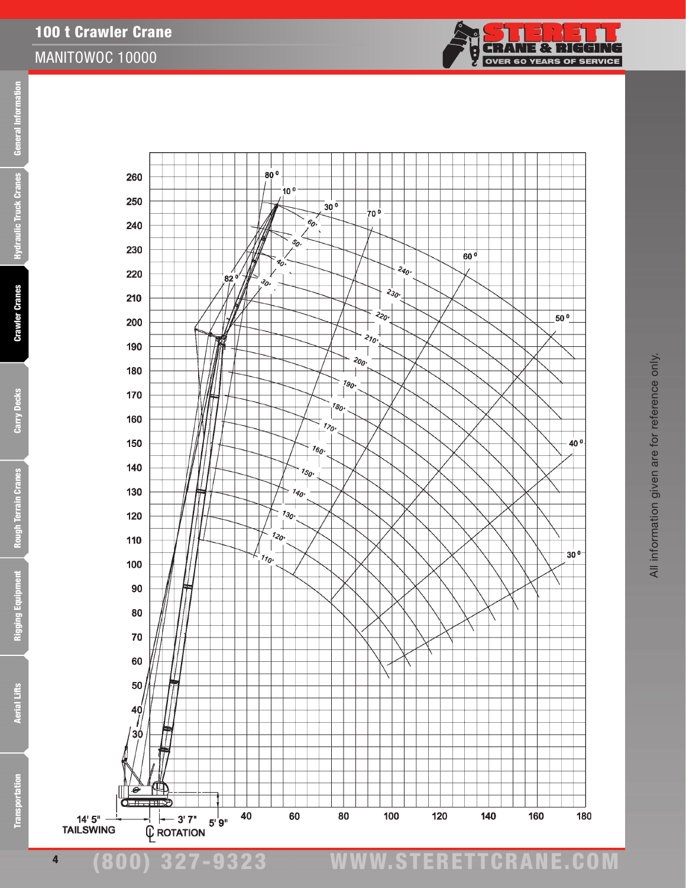# 100 t Crawler Crane

## MANITOWOC 10000

14' 5" TAILSWING

3' 7"

5' 9"

℄ ROTATION

All information given are for reference only.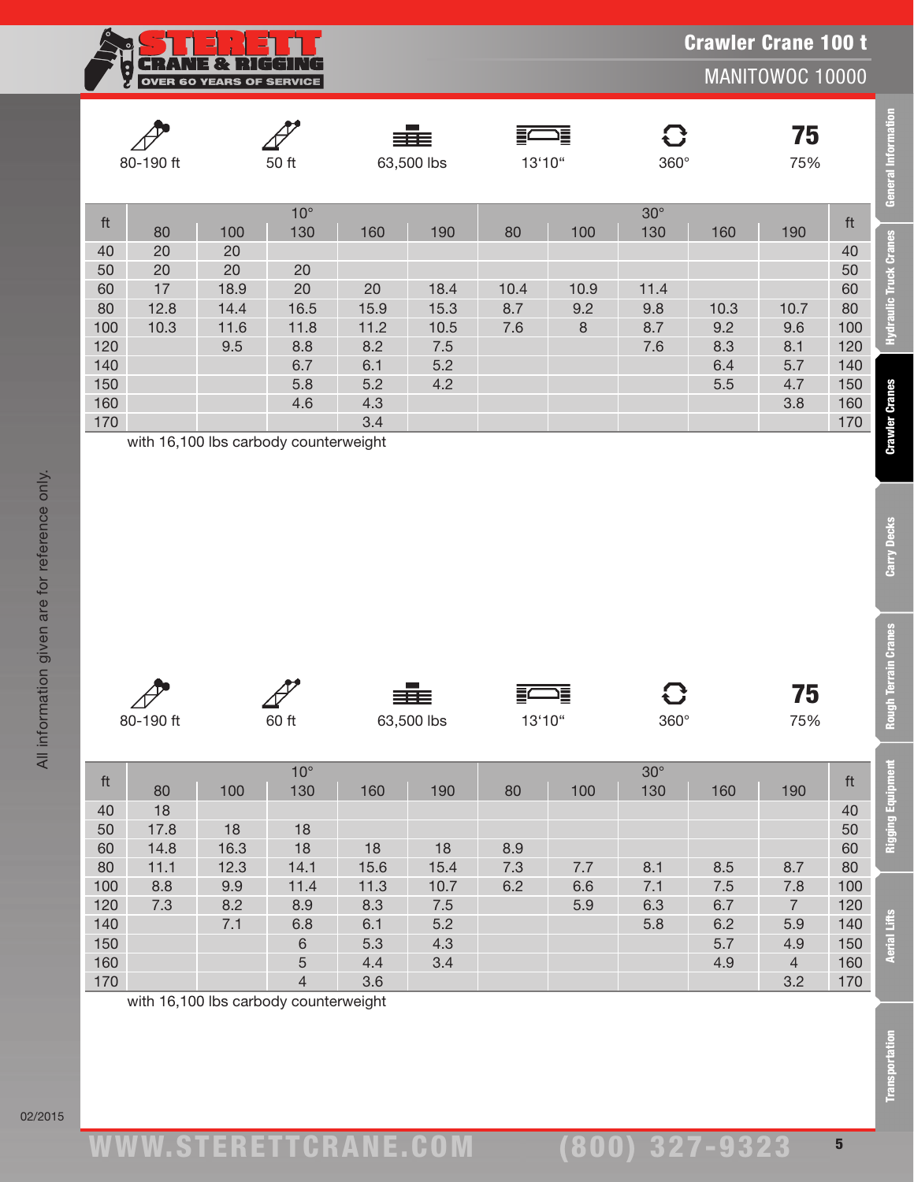# Crawler Crane 100 t

MANITOWOC 10000

| 80-190 ft | 50 ft | 63,500 lbs | 13'10" | 360° | 75% |
|---|---|---|---|---|---|

| ft | 10° | | | | | 30° | | | | | ft |
|---|---|---|---|---|---|---|---|---|---|---|---|
| | 80 | 100 | 130 | 160 | 190 | 80 | 100 | 130 | 160 | 190 | |
| 40 | 20 | 20 | | | | | | | | | 40 |
| 50 | 20 | 20 | 20 | | | | | | | | 50 |
| 60 | 17 | 18.9 | 20 | 20 | 18.4 | 10.4 | 10.9 | 11.4 | | | 60 |
| 80 | 12.8 | 14.4 | 16.5 | 15.9 | 15.3 | 8.7 | 9.2 | 9.8 | 10.3 | 10.7 | 80 |
| 100 | 10.3 | 11.6 | 11.8 | 11.2 | 10.5 | 7.6 | 8 | 8.7 | 9.2 | 9.6 | 100 |
| 120 | | 9.5 | 8.8 | 8.2 | 7.5 | | | 7.6 | 8.3 | 8.1 | 120 |
| 140 | | | 6.7 | 6.1 | 5.2 | | | | 6.4 | 5.7 | 140 |
| 150 | | | 5.8 | 5.2 | 4.2 | | | | 5.5 | 4.7 | 150 |
| 160 | | | 4.6 | 4.3 | | | | | | 3.8 | 160 |
| 170 | | | | 3.4 | | | | | | | 170 |

with 16,100 lbs carbody counterweight

| 80-190 ft | 60 ft | 63,500 lbs | 13'10" | 360° | 75% |
|---|---|---|---|---|---|

| ft | 10° | | | | | 30° | | | | | ft |
|---|---|---|---|---|---|---|---|---|---|---|---|
| | 80 | 100 | 130 | 160 | 190 | 80 | 100 | 130 | 160 | 190 | |
| 40 | 18 | | | | | | | | | | 40 |
| 50 | 17.8 | 18 | 18 | | | | | | | | 50 |
| 60 | 14.8 | 16.3 | 18 | 18 | 18 | 8.9 | | | | | 60 |
| 80 | 11.1 | 12.3 | 14.1 | 15.6 | 15.4 | 7.3 | 7.7 | 8.1 | 8.5 | 8.7 | 80 |
| 100 | 8.8 | 9.9 | 11.4 | 11.3 | 10.7 | 6.2 | 6.6 | 7.1 | 7.5 | 7.8 | 100 |
| 120 | 7.3 | 8.2 | 8.9 | 8.3 | 7.5 | | 5.9 | 6.3 | 6.7 | 7 | 120 |
| 140 | | 7.1 | 6.8 | 6.1 | 5.2 | | | 5.8 | 6.2 | 5.9 | 140 |
| 150 | | | 6 | 5.3 | 4.3 | | | | 5.7 | 4.9 | 150 |
| 160 | | | 5 | 4.4 | 3.4 | | | | 4.9 | 4 | 160 |
| 170 | | | 4 | 3.6 | | | | | | 3.2 | 170 |

with 16,100 lbs carbody counterweight

All information given are for reference only.

02/2015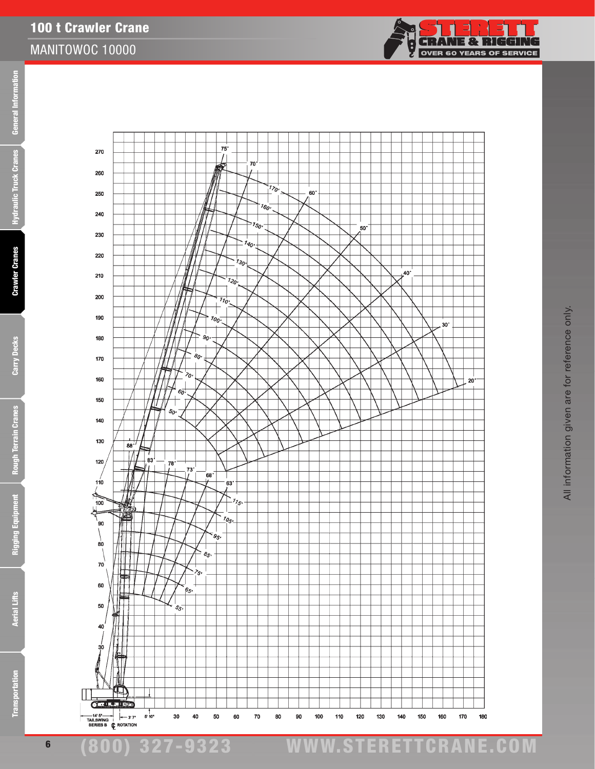# 100 t Crawler Crane

## MANITOWOC 10000

270
260
250
240
230
220
210
200
190
180
170
160
150
140
130
120
110
100
90
80
70
60
50
40
30

75˚ 70˚ 60˚ 50˚ 40˚ 30˚ 20˚

170' 160' 150' 140' 130' 120' 110' 100' 90' 80' 70' 60' 50'

88˚ 83˚ 78˚ 73˚ 68˚ 63˚

115' 105' 95' 85' 75' 65' 55'

14' 5" TAILSWING SERIES B | 3' 7" ℄ ROTATION | 5' 10" | 30 40 50 60 70 80 90 100 110 120 130 140 150 160 170 180

All information given are for reference only.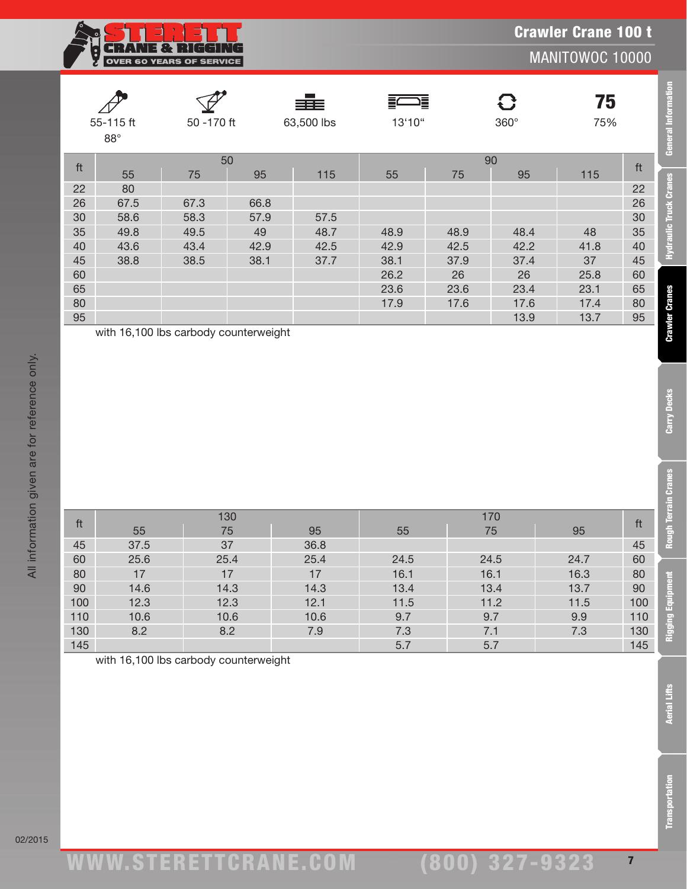# Crawler Crane 100 t

## MANITOWOC 10000

| 55-115 ft 88° | 50 -170 ft | 63,500 lbs | 13'10" | 360° | 75 75% |
|---|---|---|---|---|---|

| ft | 50 | | | | 90 | | | | ft |
|---|---|---|---|---|---|---|---|---|---|
| | 55 | 75 | 95 | 115 | 55 | 75 | 95 | 115 | |
| 22 | 80 | | | | | | | | 22 |
| 26 | 67.5 | 67.3 | 66.8 | | | | | | 26 |
| 30 | 58.6 | 58.3 | 57.9 | 57.5 | | | | | 30 |
| 35 | 49.8 | 49.5 | 49 | 48.7 | 48.9 | 48.9 | 48.4 | 48 | 35 |
| 40 | 43.6 | 43.4 | 42.9 | 42.5 | 42.9 | 42.5 | 42.2 | 41.8 | 40 |
| 45 | 38.8 | 38.5 | 38.1 | 37.7 | 38.1 | 37.9 | 37.4 | 37 | 45 |
| 60 | | | | | 26.2 | 26 | 26 | 25.8 | 60 |
| 65 | | | | | 23.6 | 23.6 | 23.4 | 23.1 | 65 |
| 80 | | | | | 17.9 | 17.6 | 17.6 | 17.4 | 80 |
| 95 | | | | | | | 13.9 | 13.7 | 95 |

with 16,100 lbs carbody counterweight

| ft | 130 | | | 170 | | | ft |
|---|---|---|---|---|---|---|---|
| | 55 | 75 | 95 | 55 | 75 | 95 | |
| 45 | 37.5 | 37 | 36.8 | | | | 45 |
| 60 | 25.6 | 25.4 | 25.4 | 24.5 | 24.5 | 24.7 | 60 |
| 80 | 17 | 17 | 17 | 16.1 | 16.1 | 16.3 | 80 |
| 90 | 14.6 | 14.3 | 14.3 | 13.4 | 13.4 | 13.7 | 90 |
| 100 | 12.3 | 12.3 | 12.1 | 11.5 | 11.2 | 11.5 | 100 |
| 110 | 10.6 | 10.6 | 10.6 | 9.7 | 9.7 | 9.9 | 110 |
| 130 | 8.2 | 8.2 | 7.9 | 7.3 | 7.1 | 7.3 | 130 |
| 145 | | | | 5.7 | 5.7 | | 145 |

with 16,100 lbs carbody counterweight

All information given are for reference only.

02/2015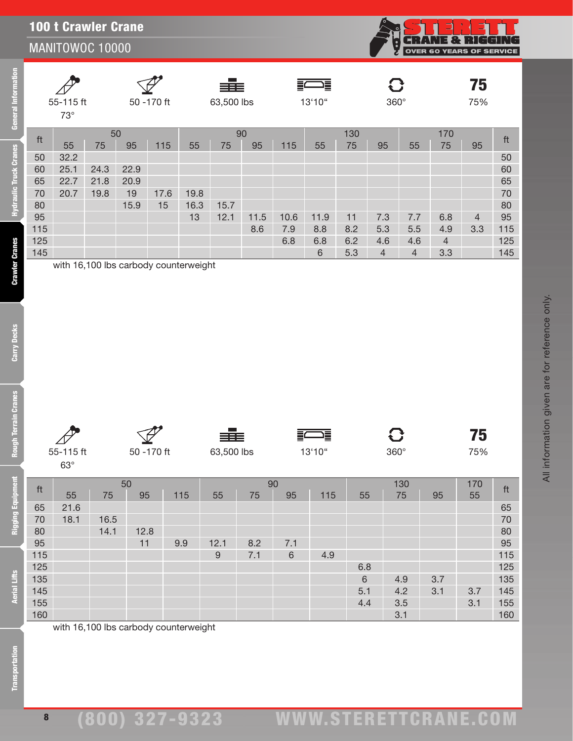# 100 t Crawler Crane

## MANITOWOC 10000

55-115 ft 73° | 50 -170 ft | 63,500 lbs | 13'10" | 360° | 75 75%

| ft | 50 | | | | 90 | | | | 130 | | | 170 | | | ft |
|---|---|---|---|---|---|---|---|---|---|---|---|---|---|---|---|
| | 55 | 75 | 95 | 115 | 55 | 75 | 95 | 115 | 55 | 75 | 95 | 55 | 75 | 95 | |
| 50 | 32.2 | | | | | | | | | | | | | | 50 |
| 60 | 25.1 | 24.3 | 22.9 | | | | | | | | | | | | 60 |
| 65 | 22.7 | 21.8 | 20.9 | | | | | | | | | | | | 65 |
| 70 | 20.7 | 19.8 | 19 | 17.6 | 19.8 | | | | | | | | | | 70 |
| 80 | | | 15.9 | 15 | 16.3 | 15.7 | | | | | | | | | 80 |
| 95 | | | | | 13 | 12.1 | 11.5 | 10.6 | 11.9 | 11 | 7.3 | 7.7 | 6.8 | 4 | 95 |
| 115 | | | | | | | 8.6 | 7.9 | 8.8 | 8.2 | 5.3 | 5.5 | 4.9 | 3.3 | 115 |
| 125 | | | | | | | | 6.8 | 6.8 | 6.2 | 4.6 | 4.6 | 4 | | 125 |
| 145 | | | | | | | | | 6 | 5.3 | 4 | 4 | 3.3 | | 145 |

with 16,100 lbs carbody counterweight

55-115 ft 63° | 50 -170 ft | 63,500 lbs | 13'10" | 360° | 75 75%

| ft | 50 | | | | 90 | | | | 130 | | | 170 | ft |
|---|---|---|---|---|---|---|---|---|---|---|---|---|---|
| | 55 | 75 | 95 | 115 | 55 | 75 | 95 | 115 | 55 | 75 | 95 | 55 | |
| 65 | 21.6 | | | | | | | | | | | | 65 |
| 70 | 18.1 | 16.5 | | | | | | | | | | | 70 |
| 80 | | 14.1 | 12.8 | | | | | | | | | | 80 |
| 95 | | | 11 | 9.9 | 12.1 | 8.2 | 7.1 | | | | | | 95 |
| 115 | | | | | 9 | 7.1 | 6 | 4.9 | | | | | 115 |
| 125 | | | | | | | | | 6.8 | | | | 125 |
| 135 | | | | | | | | | 6 | 4.9 | 3.7 | | 135 |
| 145 | | | | | | | | | 5.1 | 4.2 | 3.1 | 3.7 | 145 |
| 155 | | | | | | | | | 4.4 | 3.5 | | 3.1 | 155 |
| 160 | | | | | | | | | | 3.1 | | | 160 |

with 16,100 lbs carbody counterweight

All information given are for reference only.